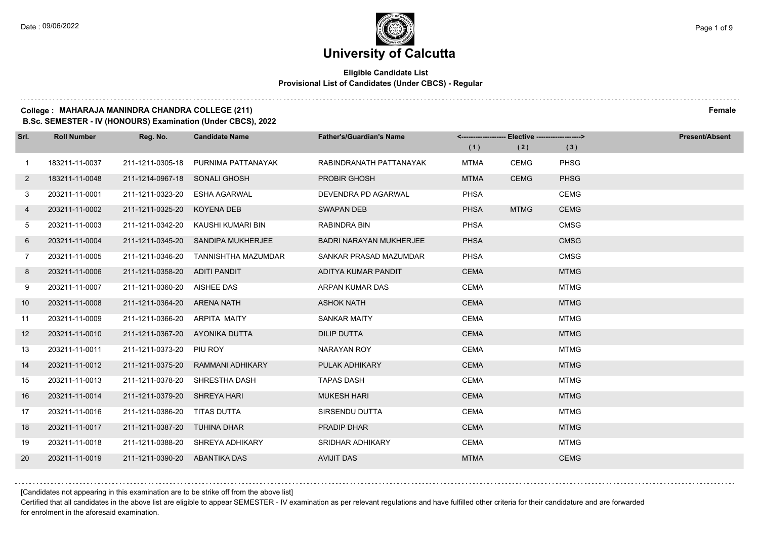# University of Calcutta

**Eligible Candidate List**
**Provisional List of Candidates (Under CBCS) - Regular**

**College : MAHARAJA MANINDRA CHANDRA COLLEGE (211)** **Female**

**B.Sc. SEMESTER - IV (HONOURS) Examination (Under CBCS), 2022**

| Srl. | Roll Number | Reg. No. | Candidate Name | Father's/Guardian's Name | Elective (1) | Elective (2) | Elective (3) | Present/Absent |
|---|---|---|---|---|---|---|---|---|
| 1 | 183211-11-0037 | 211-1211-0305-18 | PURNIMA PATTANAYAK | RABINDRANATH PATTANAYAK | MTMA | CEMG | PHSG | |
| 2 | 183211-11-0048 | 211-1214-0967-18 | SONALI GHOSH | PROBIR GHOSH | MTMA | CEMG | PHSG | |
| 3 | 203211-11-0001 | 211-1211-0323-20 | ESHA AGARWAL | DEVENDRA PD AGARWAL | PHSA | | CEMG | |
| 4 | 203211-11-0002 | 211-1211-0325-20 | KOYENA DEB | SWAPAN DEB | PHSA | MTMG | CEMG | |
| 5 | 203211-11-0003 | 211-1211-0342-20 | KAUSHI KUMARI BIN | RABINDRA BIN | PHSA | | CMSG | |
| 6 | 203211-11-0004 | 211-1211-0345-20 | SANDIPA MUKHERJEE | BADRI NARAYAN MUKHERJEE | PHSA | | CMSG | |
| 7 | 203211-11-0005 | 211-1211-0346-20 | TANNISHTHA MAZUMDAR | SANKAR PRASAD MAZUMDAR | PHSA | | CMSG | |
| 8 | 203211-11-0006 | 211-1211-0358-20 | ADITI PANDIT | ADITYA KUMAR PANDIT | CEMA | | MTMG | |
| 9 | 203211-11-0007 | 211-1211-0360-20 | AISHEE DAS | ARPAN KUMAR DAS | CEMA | | MTMG | |
| 10 | 203211-11-0008 | 211-1211-0364-20 | ARENA NATH | ASHOK NATH | CEMA | | MTMG | |
| 11 | 203211-11-0009 | 211-1211-0366-20 | ARPITA MAITY | SANKAR MAITY | CEMA | | MTMG | |
| 12 | 203211-11-0010 | 211-1211-0367-20 | AYONIKA DUTTA | DILIP DUTTA | CEMA | | MTMG | |
| 13 | 203211-11-0011 | 211-1211-0373-20 | PIU ROY | NARAYAN ROY | CEMA | | MTMG | |
| 14 | 203211-11-0012 | 211-1211-0375-20 | RAMMANI ADHIKARY | PULAK ADHIKARY | CEMA | | MTMG | |
| 15 | 203211-11-0013 | 211-1211-0378-20 | SHRESTHA DASH | TAPAS DASH | CEMA | | MTMG | |
| 16 | 203211-11-0014 | 211-1211-0379-20 | SHREYA HARI | MUKESH HARI | CEMA | | MTMG | |
| 17 | 203211-11-0016 | 211-1211-0386-20 | TITAS DUTTA | SIRSENDU DUTTA | CEMA | | MTMG | |
| 18 | 203211-11-0017 | 211-1211-0387-20 | TUHINA DHAR | PRADIP DHAR | CEMA | | MTMG | |
| 19 | 203211-11-0018 | 211-1211-0388-20 | SHREYA ADHIKARY | SRIDHAR ADHIKARY | CEMA | | MTMG | |
| 20 | 203211-11-0019 | 211-1211-0390-20 | ABANTIKA DAS | AVIJIT DAS | MTMA | | CEMG | |

[Candidates not appearing in this examination are to be strike off from the above list]

Certified that all candidates in the above list are eligible to appear SEMESTER - IV examination as per relevant regulations and have fulfilled other criteria for their candidature and are forwarded for enrolment in the aforesaid examination.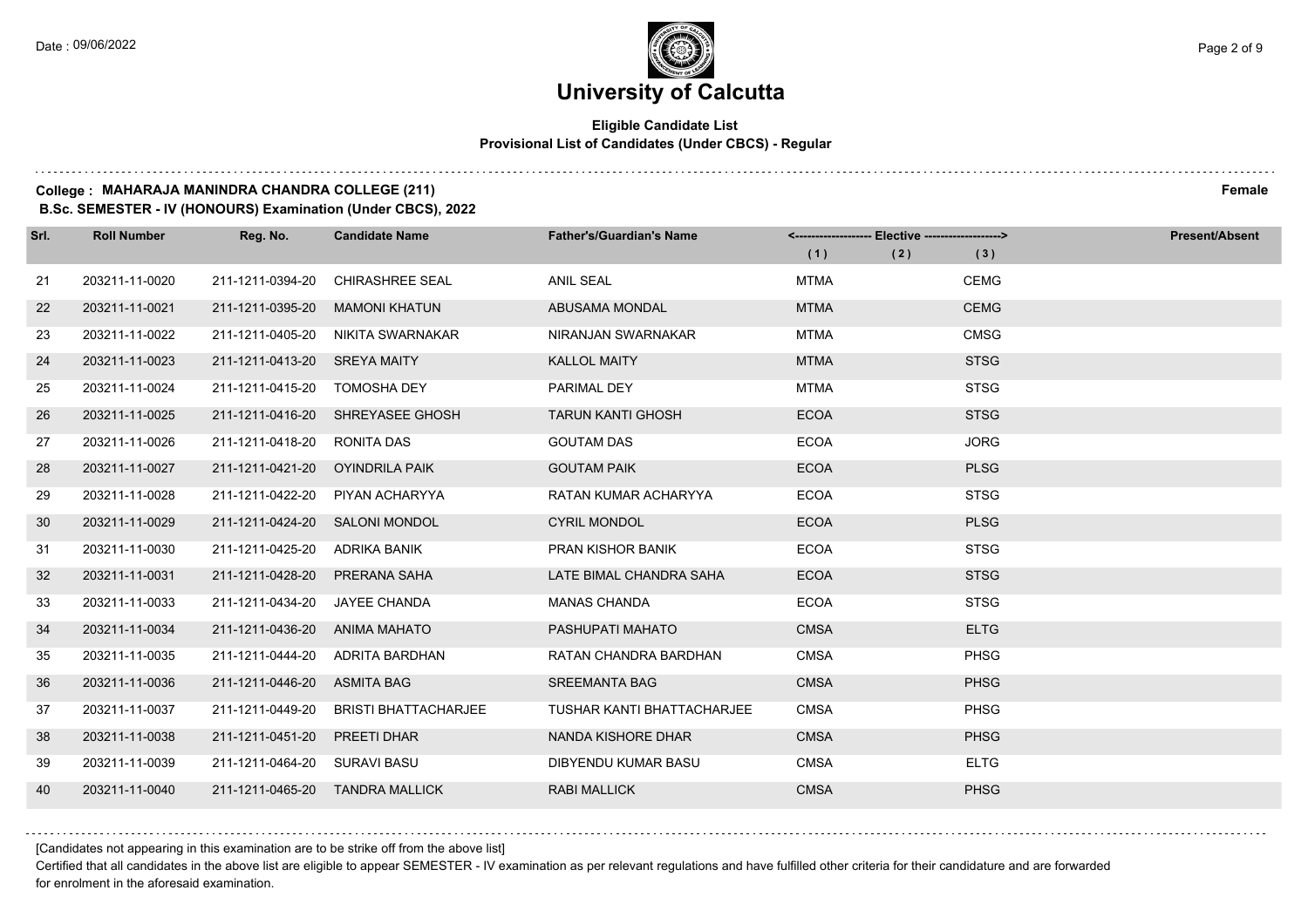# University of Calcutta

**Eligible Candidate List**
**Provisional List of Candidates (Under CBCS) - Regular**

**College : MAHARAJA MANINDRA CHANDRA COLLEGE (211)** **Female**

**B.Sc. SEMESTER - IV (HONOURS) Examination (Under CBCS), 2022**

| Srl. | Roll Number | Reg. No. | Candidate Name | Father's/Guardian's Name | <------------------ Elective ------------------> (1) | (2) | (3) | Present/Absent |
|---|---|---|---|---|---|---|---|---|
| 21 | 203211-11-0020 | 211-1211-0394-20 | CHIRASHREE SEAL | ANIL SEAL | MTMA | | CEMG | |
| 22 | 203211-11-0021 | 211-1211-0395-20 | MAMONI KHATUN | ABUSAMA MONDAL | MTMA | | CEMG | |
| 23 | 203211-11-0022 | 211-1211-0405-20 | NIKITA SWARNAKAR | NIRANJAN SWARNAKAR | MTMA | | CMSG | |
| 24 | 203211-11-0023 | 211-1211-0413-20 | SREYA MAITY | KALLOL MAITY | MTMA | | STSG | |
| 25 | 203211-11-0024 | 211-1211-0415-20 | TOMOSHA DEY | PARIMAL DEY | MTMA | | STSG | |
| 26 | 203211-11-0025 | 211-1211-0416-20 | SHREYASEE GHOSH | TARUN KANTI GHOSH | ECOA | | STSG | |
| 27 | 203211-11-0026 | 211-1211-0418-20 | RONITA DAS | GOUTAM DAS | ECOA | | JORG | |
| 28 | 203211-11-0027 | 211-1211-0421-20 | OYINDRILA PAIK | GOUTAM PAIK | ECOA | | PLSG | |
| 29 | 203211-11-0028 | 211-1211-0422-20 | PIYAN ACHARYYA | RATAN KUMAR ACHARYYA | ECOA | | STSG | |
| 30 | 203211-11-0029 | 211-1211-0424-20 | SALONI MONDOL | CYRIL MONDOL | ECOA | | PLSG | |
| 31 | 203211-11-0030 | 211-1211-0425-20 | ADRIKA BANIK | PRAN KISHOR BANIK | ECOA | | STSG | |
| 32 | 203211-11-0031 | 211-1211-0428-20 | PRERANA SAHA | LATE BIMAL CHANDRA SAHA | ECOA | | STSG | |
| 33 | 203211-11-0033 | 211-1211-0434-20 | JAYEE CHANDA | MANAS CHANDA | ECOA | | STSG | |
| 34 | 203211-11-0034 | 211-1211-0436-20 | ANIMA MAHATO | PASHUPATI MAHATO | CMSA | | ELTG | |
| 35 | 203211-11-0035 | 211-1211-0444-20 | ADRITA BARDHAN | RATAN CHANDRA BARDHAN | CMSA | | PHSG | |
| 36 | 203211-11-0036 | 211-1211-0446-20 | ASMITA BAG | SREEMANTA BAG | CMSA | | PHSG | |
| 37 | 203211-11-0037 | 211-1211-0449-20 | BRISTI BHATTACHARJEE | TUSHAR KANTI BHATTACHARJEE | CMSA | | PHSG | |
| 38 | 203211-11-0038 | 211-1211-0451-20 | PREETI DHAR | NANDA KISHORE DHAR | CMSA | | PHSG | |
| 39 | 203211-11-0039 | 211-1211-0464-20 | SURAVI BASU | DIBYENDU KUMAR BASU | CMSA | | ELTG | |
| 40 | 203211-11-0040 | 211-1211-0465-20 | TANDRA MALLICK | RABI MALLICK | CMSA | | PHSG | |

[Candidates not appearing in this examination are to be strike off from the above list]

Certified that all candidates in the above list are eligible to appear SEMESTER - IV examination as per relevant regulations and have fulfilled other criteria for their candidature and are forwarded for enrolment in the aforesaid examination.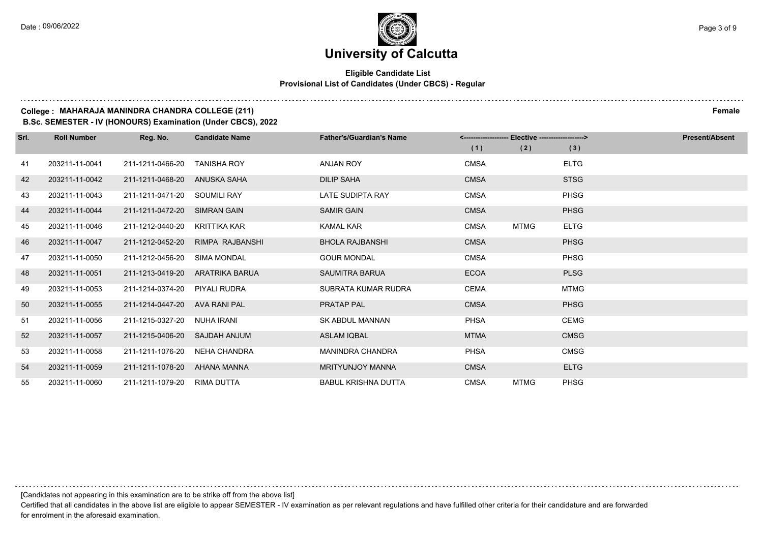# University of Calcutta

**Eligible Candidate List**

**Provisional List of Candidates (Under CBCS) - Regular**

**College : MAHARAJA MANINDRA CHANDRA COLLEGE (211)** **Female**

**B.Sc. SEMESTER - IV (HONOURS) Examination (Under CBCS), 2022**

| Srl. | Roll Number | Reg. No. | Candidate Name | Father's/Guardian's Name | <------------------ Elective ------------------> | | | Present/Absent |
|---|---|---|---|---|---|---|---|---|
| | | | | | (1) | (2) | (3) | |
| 41 | 203211-11-0041 | 211-1211-0466-20 | TANISHA ROY | ANJAN ROY | CMSA | | ELTG | |
| 42 | 203211-11-0042 | 211-1211-0468-20 | ANUSKA SAHA | DILIP SAHA | CMSA | | STSG | |
| 43 | 203211-11-0043 | 211-1211-0471-20 | SOUMILI RAY | LATE SUDIPTA RAY | CMSA | | PHSG | |
| 44 | 203211-11-0044 | 211-1211-0472-20 | SIMRAN GAIN | SAMIR GAIN | CMSA | | PHSG | |
| 45 | 203211-11-0046 | 211-1212-0440-20 | KRITTIKA KAR | KAMAL KAR | CMSA | MTMG | ELTG | |
| 46 | 203211-11-0047 | 211-1212-0452-20 | RIMPA RAJBANSHI | BHOLA RAJBANSHI | CMSA | | PHSG | |
| 47 | 203211-11-0050 | 211-1212-0456-20 | SIMA MONDAL | GOUR MONDAL | CMSA | | PHSG | |
| 48 | 203211-11-0051 | 211-1213-0419-20 | ARATRIKA BARUA | SAUMITRA BARUA | ECOA | | PLSG | |
| 49 | 203211-11-0053 | 211-1214-0374-20 | PIYALI RUDRA | SUBRATA KUMAR RUDRA | CEMA | | MTMG | |
| 50 | 203211-11-0055 | 211-1214-0447-20 | AVA RANI PAL | PRATAP PAL | CMSA | | PHSG | |
| 51 | 203211-11-0056 | 211-1215-0327-20 | NUHA IRANI | SK ABDUL MANNAN | PHSA | | CEMG | |
| 52 | 203211-11-0057 | 211-1215-0406-20 | SAJDAH ANJUM | ASLAM IQBAL | MTMA | | CMSG | |
| 53 | 203211-11-0058 | 211-1211-1076-20 | NEHA CHANDRA | MANINDRA CHANDRA | PHSA | | CMSG | |
| 54 | 203211-11-0059 | 211-1211-1078-20 | AHANA MANNA | MRITYUNJOY MANNA | CMSA | | ELTG | |
| 55 | 203211-11-0060 | 211-1211-1079-20 | RIMA DUTTA | BABUL KRISHNA DUTTA | CMSA | MTMG | PHSG | |

[Candidates not appearing in this examination are to be strike off from the above list]

Certified that all candidates in the above list are eligible to appear SEMESTER - IV examination as per relevant regulations and have fulfilled other criteria for their candidature and are forwarded for enrolment in the aforesaid examination.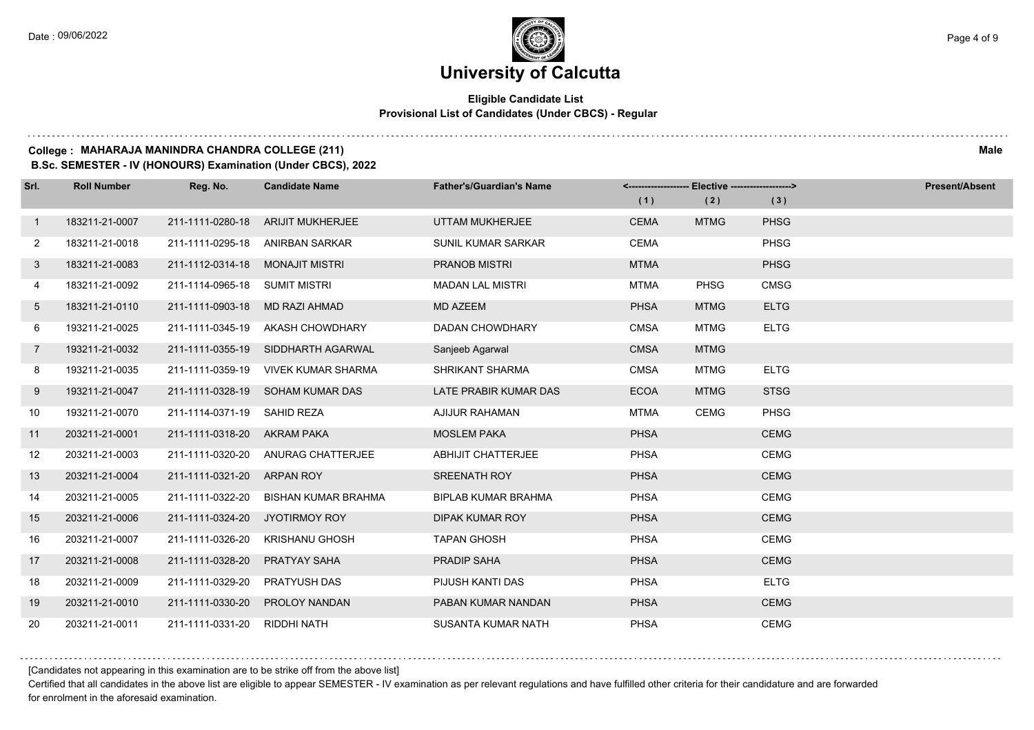# University of Calcutta

## Eligible Candidate List
### Provisional List of Candidates (Under CBCS) - Regular

**College : MAHARAJA MANINDRA CHANDRA COLLEGE (211)** **Male**

**B.Sc. SEMESTER - IV (HONOURS) Examination (Under CBCS), 2022**

| Srl. | Roll Number | Reg. No. | Candidate Name | Father's/Guardian's Name | Elective (1) | Elective (2) | Elective (3) | Present/Absent |
|---|---|---|---|---|---|---|---|---|
| 1 | 183211-21-0007 | 211-1111-0280-18 | ARIJIT MUKHERJEE | UTTAM MUKHERJEE | CEMA | MTMG | PHSG | |
| 2 | 183211-21-0018 | 211-1111-0295-18 | ANIRBAN SARKAR | SUNIL KUMAR SARKAR | CEMA | | PHSG | |
| 3 | 183211-21-0083 | 211-1112-0314-18 | MONAJIT MISTRI | PRANOB MISTRI | MTMA | | PHSG | |
| 4 | 183211-21-0092 | 211-1114-0965-18 | SUMIT MISTRI | MADAN LAL MISTRI | MTMA | PHSG | CMSG | |
| 5 | 183211-21-0110 | 211-1111-0903-18 | MD RAZI AHMAD | MD AZEEM | PHSA | MTMG | ELTG | |
| 6 | 193211-21-0025 | 211-1111-0345-19 | AKASH CHOWDHARY | DADAN CHOWDHARY | CMSA | MTMG | ELTG | |
| 7 | 193211-21-0032 | 211-1111-0355-19 | SIDDHARTH AGARWAL | Sanjeeb Agarwal | CMSA | MTMG | | |
| 8 | 193211-21-0035 | 211-1111-0359-19 | VIVEK KUMAR SHARMA | SHRIKANT SHARMA | CMSA | MTMG | ELTG | |
| 9 | 193211-21-0047 | 211-1111-0328-19 | SOHAM KUMAR DAS | LATE PRABIR KUMAR DAS | ECOA | MTMG | STSG | |
| 10 | 193211-21-0070 | 211-1114-0371-19 | SAHID REZA | AJIJUR RAHAMAN | MTMA | CEMG | PHSG | |
| 11 | 203211-21-0001 | 211-1111-0318-20 | AKRAM PAKA | MOSLEM PAKA | PHSA | | CEMG | |
| 12 | 203211-21-0003 | 211-1111-0320-20 | ANURAG CHATTERJEE | ABHIJIT CHATTERJEE | PHSA | | CEMG | |
| 13 | 203211-21-0004 | 211-1111-0321-20 | ARPAN ROY | SREENATH ROY | PHSA | | CEMG | |
| 14 | 203211-21-0005 | 211-1111-0322-20 | BISHAN KUMAR BRAHMA | BIPLAB KUMAR BRAHMA | PHSA | | CEMG | |
| 15 | 203211-21-0006 | 211-1111-0324-20 | JYOTIRMOY ROY | DIPAK KUMAR ROY | PHSA | | CEMG | |
| 16 | 203211-21-0007 | 211-1111-0326-20 | KRISHANU GHOSH | TAPAN GHOSH | PHSA | | CEMG | |
| 17 | 203211-21-0008 | 211-1111-0328-20 | PRATYAY SAHA | PRADIP SAHA | PHSA | | CEMG | |
| 18 | 203211-21-0009 | 211-1111-0329-20 | PRATYUSH DAS | PIJUSH KANTI DAS | PHSA | | ELTG | |
| 19 | 203211-21-0010 | 211-1111-0330-20 | PROLOY NANDAN | PABAN KUMAR NANDAN | PHSA | | CEMG | |
| 20 | 203211-21-0011 | 211-1111-0331-20 | RIDDHI NATH | SUSANTA KUMAR NATH | PHSA | | CEMG | |

[Candidates not appearing in this examination are to be strike off from the above list]

Certified that all candidates in the above list are eligible to appear SEMESTER - IV examination as per relevant regulations and have fulfilled other criteria for their candidature and are forwarded for enrolment in the aforesaid examination.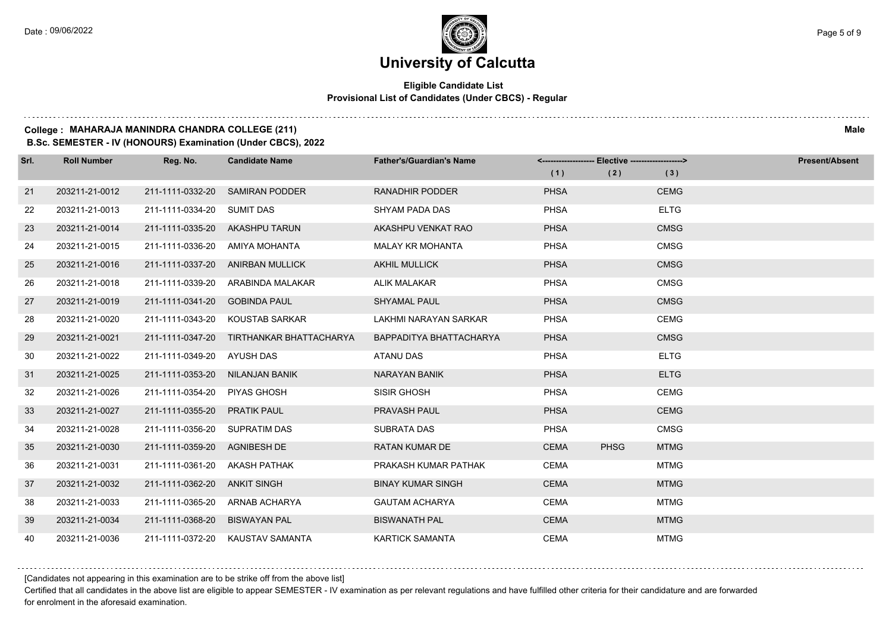# University of Calcutta

**Eligible Candidate List**
**Provisional List of Candidates (Under CBCS) - Regular**

**College : MAHARAJA MANINDRA CHANDRA COLLEGE (211)** **Male**

**B.Sc. SEMESTER - IV (HONOURS) Examination (Under CBCS), 2022**

| Srl. | Roll Number | Reg. No. | Candidate Name | Father's/Guardian's Name | Elective (1) | Elective (2) | Elective (3) | Present/Absent |
|---|---|---|---|---|---|---|---|---|
| 21 | 203211-21-0012 | 211-1111-0332-20 | SAMIRAN PODDER | RANADHIR PODDER | PHSA | | CEMG | |
| 22 | 203211-21-0013 | 211-1111-0334-20 | SUMIT DAS | SHYAM PADA DAS | PHSA | | ELTG | |
| 23 | 203211-21-0014 | 211-1111-0335-20 | AKASHPU TARUN | AKASHPU VENKAT RAO | PHSA | | CMSG | |
| 24 | 203211-21-0015 | 211-1111-0336-20 | AMIYA MOHANTA | MALAY KR MOHANTA | PHSA | | CMSG | |
| 25 | 203211-21-0016 | 211-1111-0337-20 | ANIRBAN MULLICK | AKHIL MULLICK | PHSA | | CMSG | |
| 26 | 203211-21-0018 | 211-1111-0339-20 | ARABINDA MALAKAR | ALIK MALAKAR | PHSA | | CMSG | |
| 27 | 203211-21-0019 | 211-1111-0341-20 | GOBINDA PAUL | SHYAMAL PAUL | PHSA | | CMSG | |
| 28 | 203211-21-0020 | 211-1111-0343-20 | KOUSTAB SARKAR | LAKHMI NARAYAN SARKAR | PHSA | | CEMG | |
| 29 | 203211-21-0021 | 211-1111-0347-20 | TIRTHANKAR BHATTACHARYA | BAPPADITYA BHATTACHARYA | PHSA | | CMSG | |
| 30 | 203211-21-0022 | 211-1111-0349-20 | AYUSH DAS | ATANU DAS | PHSA | | ELTG | |
| 31 | 203211-21-0025 | 211-1111-0353-20 | NILANJAN BANIK | NARAYAN BANIK | PHSA | | ELTG | |
| 32 | 203211-21-0026 | 211-1111-0354-20 | PIYAS GHOSH | SISIR GHOSH | PHSA | | CEMG | |
| 33 | 203211-21-0027 | 211-1111-0355-20 | PRATIK PAUL | PRAVASH PAUL | PHSA | | CEMG | |
| 34 | 203211-21-0028 | 211-1111-0356-20 | SUPRATIM DAS | SUBRATA DAS | PHSA | | CMSG | |
| 35 | 203211-21-0030 | 211-1111-0359-20 | AGNIBESH DE | RATAN KUMAR DE | CEMA | PHSG | MTMG | |
| 36 | 203211-21-0031 | 211-1111-0361-20 | AKASH PATHAK | PRAKASH KUMAR PATHAK | CEMA | | MTMG | |
| 37 | 203211-21-0032 | 211-1111-0362-20 | ANKIT SINGH | BINAY KUMAR SINGH | CEMA | | MTMG | |
| 38 | 203211-21-0033 | 211-1111-0365-20 | ARNAB ACHARYA | GAUTAM ACHARYA | CEMA | | MTMG | |
| 39 | 203211-21-0034 | 211-1111-0368-20 | BISWAYAN PAL | BISWANATH PAL | CEMA | | MTMG | |
| 40 | 203211-21-0036 | 211-1111-0372-20 | KAUSTAV SAMANTA | KARTICK SAMANTA | CEMA | | MTMG | |

[Candidates not appearing in this examination are to be strike off from the above list]

Certified that all candidates in the above list are eligible to appear SEMESTER - IV examination as per relevant regulations and have fulfilled other criteria for their candidature and are forwarded for enrolment in the aforesaid examination.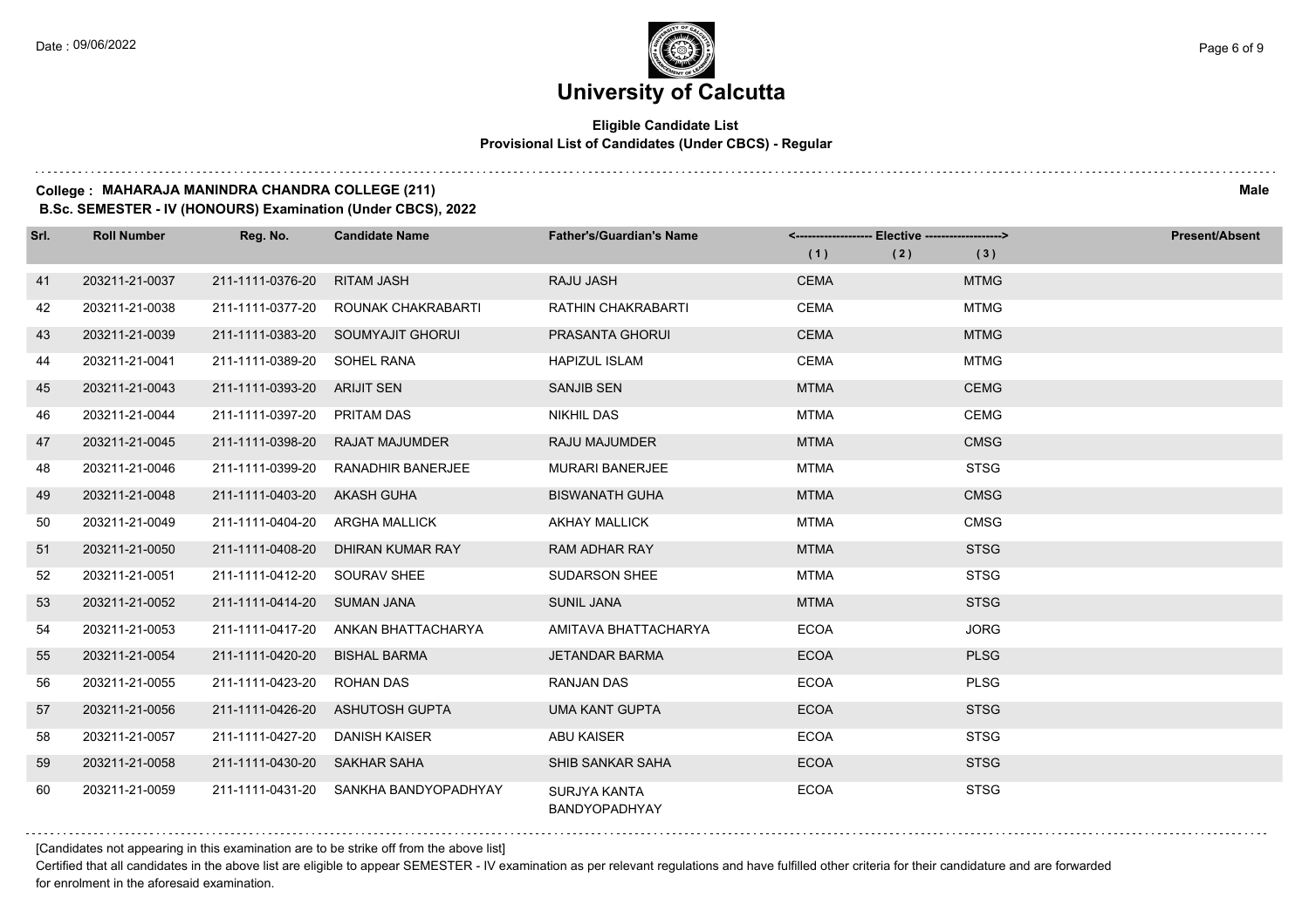# University of Calcutta

**Eligible Candidate List**
**Provisional List of Candidates (Under CBCS) - Regular**

**College : MAHARAJA MANINDRA CHANDRA COLLEGE (211)** **Male**
**B.Sc. SEMESTER - IV (HONOURS) Examination (Under CBCS), 2022**

| Srl. | Roll Number | Reg. No. | Candidate Name | Father's/Guardian's Name | Elective (1) | Elective (2) | Elective (3) | Present/Absent |
|---|---|---|---|---|---|---|---|---|
| 41 | 203211-21-0037 | 211-1111-0376-20 | RITAM JASH | RAJU JASH | CEMA | | MTMG | |
| 42 | 203211-21-0038 | 211-1111-0377-20 | ROUNAK CHAKRABARTI | RATHIN CHAKRABARTI | CEMA | | MTMG | |
| 43 | 203211-21-0039 | 211-1111-0383-20 | SOUMYAJIT GHORUI | PRASANTA GHORUI | CEMA | | MTMG | |
| 44 | 203211-21-0041 | 211-1111-0389-20 | SOHEL RANA | HAPIZUL ISLAM | CEMA | | MTMG | |
| 45 | 203211-21-0043 | 211-1111-0393-20 | ARIJIT SEN | SANJIB SEN | MTMA | | CEMG | |
| 46 | 203211-21-0044 | 211-1111-0397-20 | PRITAM DAS | NIKHIL DAS | MTMA | | CEMG | |
| 47 | 203211-21-0045 | 211-1111-0398-20 | RAJAT MAJUMDER | RAJU MAJUMDER | MTMA | | CMSG | |
| 48 | 203211-21-0046 | 211-1111-0399-20 | RANADHIR BANERJEE | MURARI BANERJEE | MTMA | | STSG | |
| 49 | 203211-21-0048 | 211-1111-0403-20 | AKASH GUHA | BISWANATH GUHA | MTMA | | CMSG | |
| 50 | 203211-21-0049 | 211-1111-0404-20 | ARGHA MALLICK | AKHAY MALLICK | MTMA | | CMSG | |
| 51 | 203211-21-0050 | 211-1111-0408-20 | DHIRAN KUMAR RAY | RAM ADHAR RAY | MTMA | | STSG | |
| 52 | 203211-21-0051 | 211-1111-0412-20 | SOURAV SHEE | SUDARSON SHEE | MTMA | | STSG | |
| 53 | 203211-21-0052 | 211-1111-0414-20 | SUMAN JANA | SUNIL JANA | MTMA | | STSG | |
| 54 | 203211-21-0053 | 211-1111-0417-20 | ANKAN BHATTACHARYA | AMITAVA BHATTACHARYA | ECOA | | JORG | |
| 55 | 203211-21-0054 | 211-1111-0420-20 | BISHAL BARMA | JETANDAR BARMA | ECOA | | PLSG | |
| 56 | 203211-21-0055 | 211-1111-0423-20 | ROHAN DAS | RANJAN DAS | ECOA | | PLSG | |
| 57 | 203211-21-0056 | 211-1111-0426-20 | ASHUTOSH GUPTA | UMA KANT GUPTA | ECOA | | STSG | |
| 58 | 203211-21-0057 | 211-1111-0427-20 | DANISH KAISER | ABU KAISER | ECOA | | STSG | |
| 59 | 203211-21-0058 | 211-1111-0430-20 | SAKHAR SAHA | SHIB SANKAR SAHA | ECOA | | STSG | |
| 60 | 203211-21-0059 | 211-1111-0431-20 | SANKHA BANDYOPADHYAY | SURJYA KANTA BANDYOPADHYAY | ECOA | | STSG | |

[Candidates not appearing in this examination are to be strike off from the above list]

Certified that all candidates in the above list are eligible to appear SEMESTER - IV examination as per relevant regulations and have fulfilled other criteria for their candidature and are forwarded for enrolment in the aforesaid examination.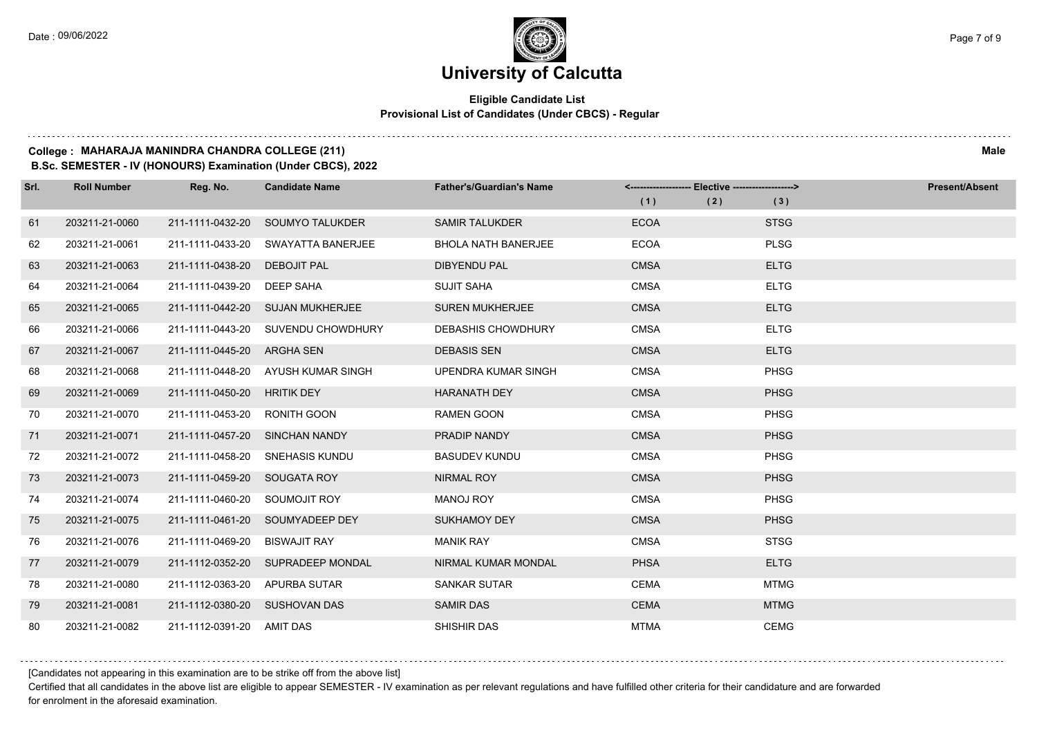# University of Calcutta

**Eligible Candidate List**
**Provisional List of Candidates (Under CBCS) - Regular**

**College : MAHARAJA MANINDRA CHANDRA COLLEGE (211)** **Male**
**B.Sc. SEMESTER - IV (HONOURS) Examination (Under CBCS), 2022**

| Srl. | Roll Number | Reg. No. | Candidate Name | Father's/Guardian's Name | Elective (1) | Elective (2) | Elective (3) | Present/Absent |
|---|---|---|---|---|---|---|---|---|
| 61 | 203211-21-0060 | 211-1111-0432-20 | SOUMYO TALUKDER | SAMIR TALUKDER | ECOA | | STSG | |
| 62 | 203211-21-0061 | 211-1111-0433-20 | SWAYATTA BANERJEE | BHOLA NATH BANERJEE | ECOA | | PLSG | |
| 63 | 203211-21-0063 | 211-1111-0438-20 | DEBOJIT PAL | DIBYENDU PAL | CMSA | | ELTG | |
| 64 | 203211-21-0064 | 211-1111-0439-20 | DEEP SAHA | SUJIT SAHA | CMSA | | ELTG | |
| 65 | 203211-21-0065 | 211-1111-0442-20 | SUJAN MUKHERJEE | SUREN MUKHERJEE | CMSA | | ELTG | |
| 66 | 203211-21-0066 | 211-1111-0443-20 | SUVENDU CHOWDHURY | DEBASHIS CHOWDHURY | CMSA | | ELTG | |
| 67 | 203211-21-0067 | 211-1111-0445-20 | ARGHA SEN | DEBASIS SEN | CMSA | | ELTG | |
| 68 | 203211-21-0068 | 211-1111-0448-20 | AYUSH KUMAR SINGH | UPENDRA KUMAR SINGH | CMSA | | PHSG | |
| 69 | 203211-21-0069 | 211-1111-0450-20 | HRITIK DEY | HARANATH DEY | CMSA | | PHSG | |
| 70 | 203211-21-0070 | 211-1111-0453-20 | RONITH GOON | RAMEN GOON | CMSA | | PHSG | |
| 71 | 203211-21-0071 | 211-1111-0457-20 | SINCHAN NANDY | PRADIP NANDY | CMSA | | PHSG | |
| 72 | 203211-21-0072 | 211-1111-0458-20 | SNEHASIS KUNDU | BASUDEV KUNDU | CMSA | | PHSG | |
| 73 | 203211-21-0073 | 211-1111-0459-20 | SOUGATA ROY | NIRMAL ROY | CMSA | | PHSG | |
| 74 | 203211-21-0074 | 211-1111-0460-20 | SOUMOJIT ROY | MANOJ ROY | CMSA | | PHSG | |
| 75 | 203211-21-0075 | 211-1111-0461-20 | SOUMYADEEP DEY | SUKHAMOY DEY | CMSA | | PHSG | |
| 76 | 203211-21-0076 | 211-1111-0469-20 | BISWAJIT RAY | MANIK RAY | CMSA | | STSG | |
| 77 | 203211-21-0079 | 211-1112-0352-20 | SUPRADEEP MONDAL | NIRMAL KUMAR MONDAL | PHSA | | ELTG | |
| 78 | 203211-21-0080 | 211-1112-0363-20 | APURBA SUTAR | SANKAR SUTAR | CEMA | | MTMG | |
| 79 | 203211-21-0081 | 211-1112-0380-20 | SUSHOVAN DAS | SAMIR DAS | CEMA | | MTMG | |
| 80 | 203211-21-0082 | 211-1112-0391-20 | AMIT DAS | SHISHIR DAS | MTMA | | CEMG | |

[Candidates not appearing in this examination are to be strike off from the above list]

Certified that all candidates in the above list are eligible to appear SEMESTER - IV examination as per relevant regulations and have fulfilled other criteria for their candidature and are forwarded for enrolment in the aforesaid examination.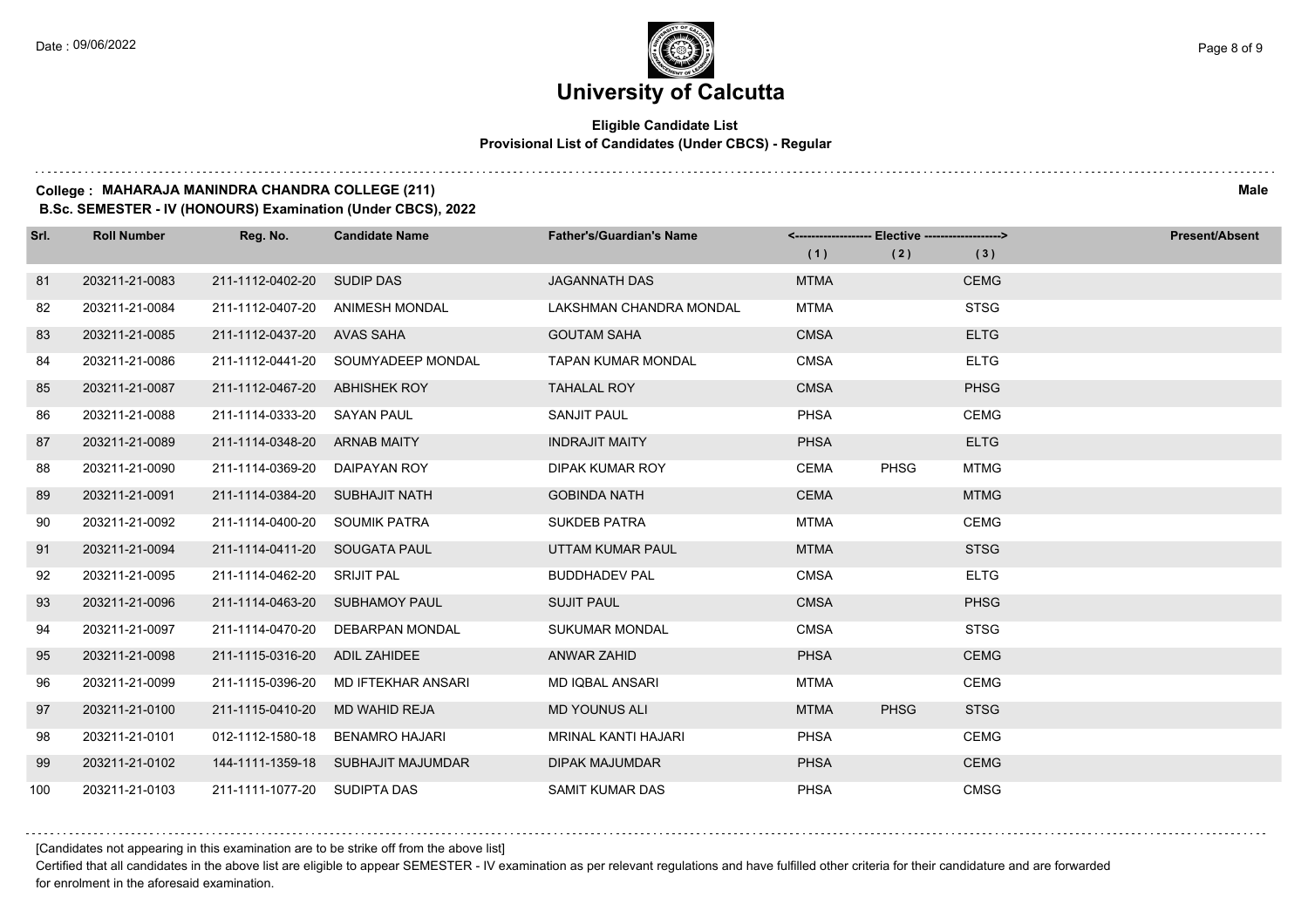# University of Calcutta

**Eligible Candidate List**
**Provisional List of Candidates (Under CBCS) - Regular**

**College : MAHARAJA MANINDRA CHANDRA COLLEGE (211)** — **Male**

**B.Sc. SEMESTER - IV (HONOURS) Examination (Under CBCS), 2022**

| Srl. | Roll Number | Reg. No. | Candidate Name | Father's/Guardian's Name | Elective (1) | Elective (2) | Elective (3) | Present/Absent |
|---|---|---|---|---|---|---|---|---|
| 81 | 203211-21-0083 | 211-1112-0402-20 | SUDIP DAS | JAGANNATH DAS | MTMA | | CEMG | |
| 82 | 203211-21-0084 | 211-1112-0407-20 | ANIMESH MONDAL | LAKSHMAN CHANDRA MONDAL | MTMA | | STSG | |
| 83 | 203211-21-0085 | 211-1112-0437-20 | AVAS SAHA | GOUTAM SAHA | CMSA | | ELTG | |
| 84 | 203211-21-0086 | 211-1112-0441-20 | SOUMYADEEP MONDAL | TAPAN KUMAR MONDAL | CMSA | | ELTG | |
| 85 | 203211-21-0087 | 211-1112-0467-20 | ABHISHEK ROY | TAHALAL ROY | CMSA | | PHSG | |
| 86 | 203211-21-0088 | 211-1114-0333-20 | SAYAN PAUL | SANJIT PAUL | PHSA | | CEMG | |
| 87 | 203211-21-0089 | 211-1114-0348-20 | ARNAB MAITY | INDRAJIT MAITY | PHSA | | ELTG | |
| 88 | 203211-21-0090 | 211-1114-0369-20 | DAIPAYAN ROY | DIPAK KUMAR ROY | CEMA | PHSG | MTMG | |
| 89 | 203211-21-0091 | 211-1114-0384-20 | SUBHAJIT NATH | GOBINDA NATH | CEMA | | MTMG | |
| 90 | 203211-21-0092 | 211-1114-0400-20 | SOUMIK PATRA | SUKDEB PATRA | MTMA | | CEMG | |
| 91 | 203211-21-0094 | 211-1114-0411-20 | SOUGATA PAUL | UTTAM KUMAR PAUL | MTMA | | STSG | |
| 92 | 203211-21-0095 | 211-1114-0462-20 | SRIJIT PAL | BUDDHADEV PAL | CMSA | | ELTG | |
| 93 | 203211-21-0096 | 211-1114-0463-20 | SUBHAMOY PAUL | SUJIT PAUL | CMSA | | PHSG | |
| 94 | 203211-21-0097 | 211-1114-0470-20 | DEBARPAN MONDAL | SUKUMAR MONDAL | CMSA | | STSG | |
| 95 | 203211-21-0098 | 211-1115-0316-20 | ADIL ZAHIDEE | ANWAR ZAHID | PHSA | | CEMG | |
| 96 | 203211-21-0099 | 211-1115-0396-20 | MD IFTEKHAR ANSARI | MD IQBAL ANSARI | MTMA | | CEMG | |
| 97 | 203211-21-0100 | 211-1115-0410-20 | MD WAHID REJA | MD YOUNUS ALI | MTMA | PHSG | STSG | |
| 98 | 203211-21-0101 | 012-1112-1580-18 | BENAMRO HAJARI | MRINAL KANTI HAJARI | PHSA | | CEMG | |
| 99 | 203211-21-0102 | 144-1111-1359-18 | SUBHAJIT MAJUMDAR | DIPAK MAJUMDAR | PHSA | | CEMG | |
| 100 | 203211-21-0103 | 211-1111-1077-20 | SUDIPTA DAS | SAMIT KUMAR DAS | PHSA | | CMSG | |

[Candidates not appearing in this examination are to be strike off from the above list]

Certified that all candidates in the above list are eligible to appear SEMESTER - IV examination as per relevant regulations and have fulfilled other criteria for their candidature and are forwarded for enrolment in the aforesaid examination.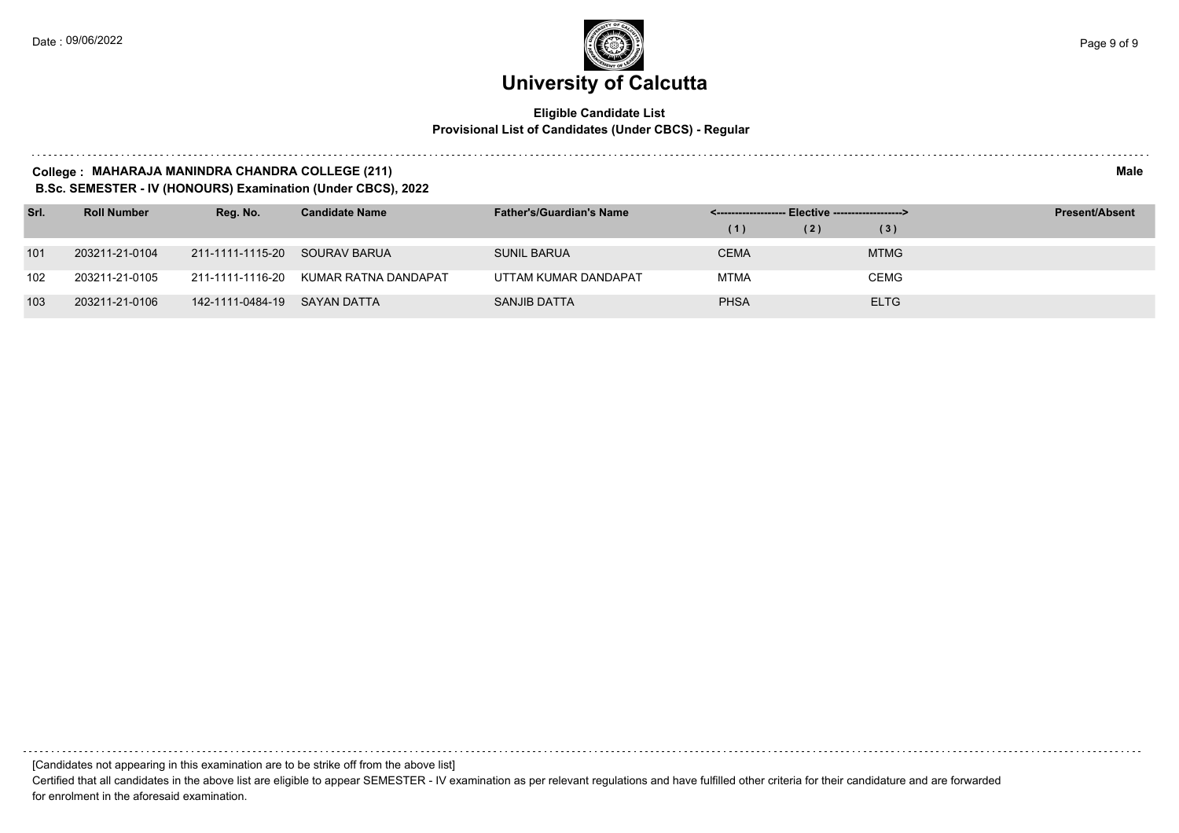# University of Calcutta

**Eligible Candidate List**
**Provisional List of Candidates (Under CBCS) - Regular**

**College : MAHARAJA MANINDRA CHANDRA COLLEGE (211)** **Male**
**B.Sc. SEMESTER - IV (HONOURS) Examination (Under CBCS), 2022**

| Srl. | Roll Number | Reg. No. | Candidate Name | Father's/Guardian's Name | Elective (1) | Elective (2) | Elective (3) | Present/Absent |
|---|---|---|---|---|---|---|---|---|
| 101 | 203211-21-0104 | 211-1111-1115-20 | SOURAV BARUA | SUNIL BARUA | CEMA | | MTMG | |
| 102 | 203211-21-0105 | 211-1111-1116-20 | KUMAR RATNA DANDAPAT | UTTAM KUMAR DANDAPAT | MTMA | | CEMG | |
| 103 | 203211-21-0106 | 142-1111-0484-19 | SAYAN DATTA | SANJIB DATTA | PHSA | | ELTG | |

[Candidates not appearing in this examination are to be strike off from the above list]

Certified that all candidates in the above list are eligible to appear SEMESTER - IV examination as per relevant regulations and have fulfilled other criteria for their candidature and are forwarded for enrolment in the aforesaid examination.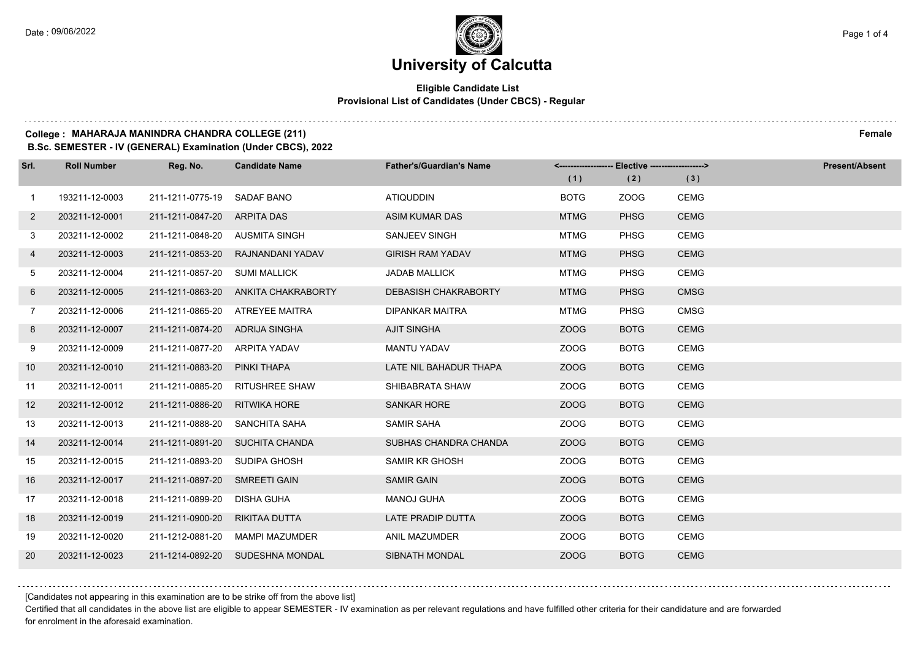# University of Calcutta

**Eligible Candidate List**
**Provisional List of Candidates (Under CBCS) - Regular**

**College : MAHARAJA MANINDRA CHANDRA COLLEGE (211)** **Female**
**B.Sc. SEMESTER - IV (GENERAL) Examination (Under CBCS), 2022**

| Srl. | Roll Number | Reg. No. | Candidate Name | Father's/Guardian's Name | Elective (1) | Elective (2) | Elective (3) | Present/Absent |
|---|---|---|---|---|---|---|---|---|
| 1 | 193211-12-0003 | 211-1211-0775-19 | SADAF BANO | ATIQUDDIN | BOTG | ZOOG | CEMG | |
| 2 | 203211-12-0001 | 211-1211-0847-20 | ARPITA DAS | ASIM KUMAR DAS | MTMG | PHSG | CEMG | |
| 3 | 203211-12-0002 | 211-1211-0848-20 | AUSMITA SINGH | SANJEEV SINGH | MTMG | PHSG | CEMG | |
| 4 | 203211-12-0003 | 211-1211-0853-20 | RAJNANDANI YADAV | GIRISH RAM YADAV | MTMG | PHSG | CEMG | |
| 5 | 203211-12-0004 | 211-1211-0857-20 | SUMI MALLICK | JADAB MALLICK | MTMG | PHSG | CEMG | |
| 6 | 203211-12-0005 | 211-1211-0863-20 | ANKITA CHAKRABORTY | DEBASISH CHAKRABORTY | MTMG | PHSG | CMSG | |
| 7 | 203211-12-0006 | 211-1211-0865-20 | ATREYEE MAITRA | DIPANKAR MAITRA | MTMG | PHSG | CMSG | |
| 8 | 203211-12-0007 | 211-1211-0874-20 | ADRIJA SINGHA | AJIT SINGHA | ZOOG | BOTG | CEMG | |
| 9 | 203211-12-0009 | 211-1211-0877-20 | ARPITA YADAV | MANTU YADAV | ZOOG | BOTG | CEMG | |
| 10 | 203211-12-0010 | 211-1211-0883-20 | PINKI THAPA | LATE NIL BAHADUR THAPA | ZOOG | BOTG | CEMG | |
| 11 | 203211-12-0011 | 211-1211-0885-20 | RITUSHREE SHAW | SHIBABRATA SHAW | ZOOG | BOTG | CEMG | |
| 12 | 203211-12-0012 | 211-1211-0886-20 | RITWIKA HORE | SANKAR HORE | ZOOG | BOTG | CEMG | |
| 13 | 203211-12-0013 | 211-1211-0888-20 | SANCHITA SAHA | SAMIR SAHA | ZOOG | BOTG | CEMG | |
| 14 | 203211-12-0014 | 211-1211-0891-20 | SUCHITA CHANDA | SUBHAS CHANDRA CHANDA | ZOOG | BOTG | CEMG | |
| 15 | 203211-12-0015 | 211-1211-0893-20 | SUDIPA GHOSH | SAMIR KR GHOSH | ZOOG | BOTG | CEMG | |
| 16 | 203211-12-0017 | 211-1211-0897-20 | SMREETI GAIN | SAMIR GAIN | ZOOG | BOTG | CEMG | |
| 17 | 203211-12-0018 | 211-1211-0899-20 | DISHA GUHA | MANOJ GUHA | ZOOG | BOTG | CEMG | |
| 18 | 203211-12-0019 | 211-1211-0900-20 | RIKITAA DUTTA | LATE PRADIP DUTTA | ZOOG | BOTG | CEMG | |
| 19 | 203211-12-0020 | 211-1212-0881-20 | MAMPI MAZUMDER | ANIL MAZUMDER | ZOOG | BOTG | CEMG | |
| 20 | 203211-12-0023 | 211-1214-0892-20 | SUDESHNA MONDAL | SIBNATH MONDAL | ZOOG | BOTG | CEMG | |

[Candidates not appearing in this examination are to be strike off from the above list]

Certified that all candidates in the above list are eligible to appear SEMESTER - IV examination as per relevant regulations and have fulfilled other criteria for their candidature and are forwarded for enrolment in the aforesaid examination.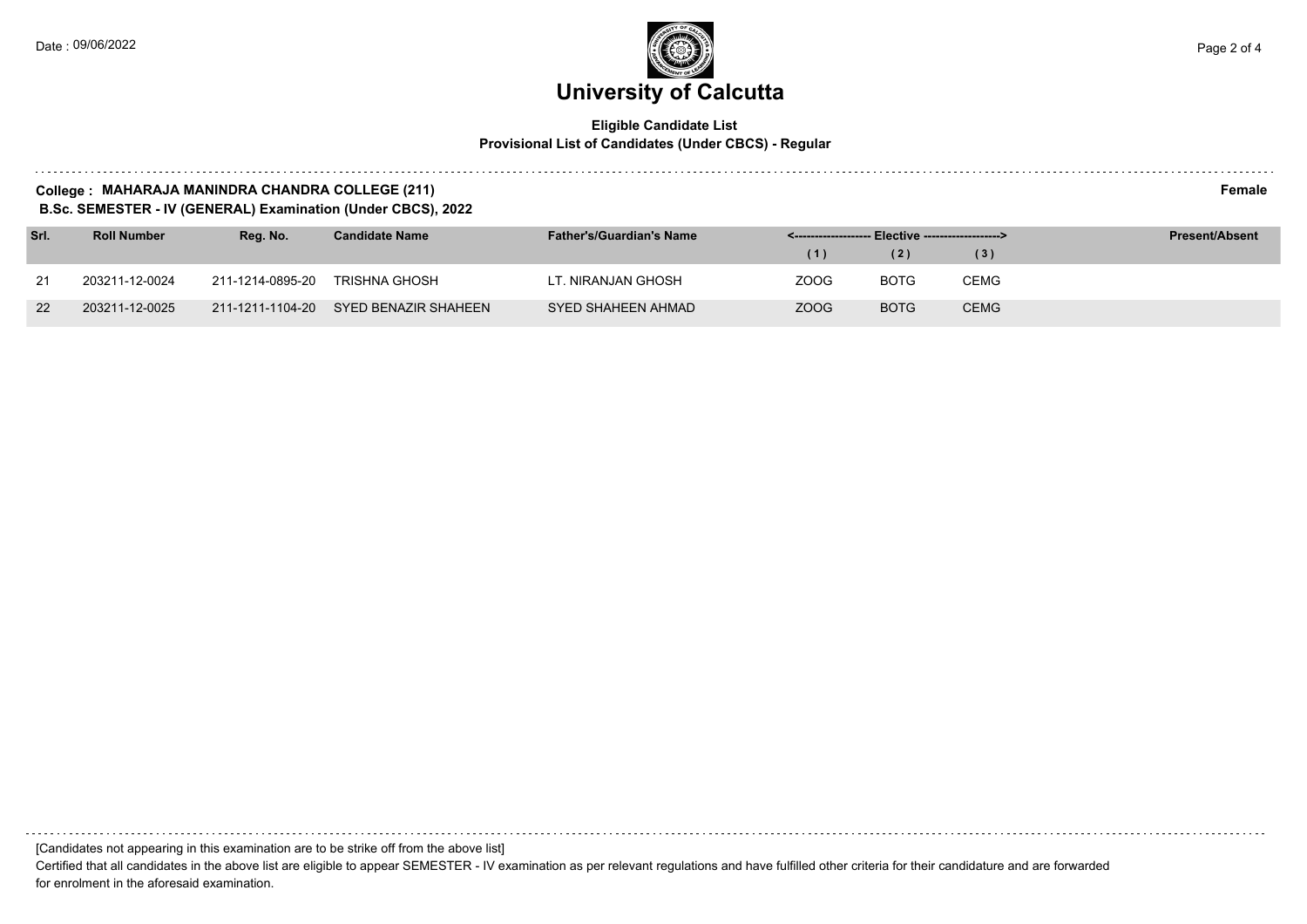# University of Calcutta

**Eligible Candidate List**
**Provisional List of Candidates (Under CBCS) - Regular**

**College : MAHARAJA MANINDRA CHANDRA COLLEGE (211)** **Female**
**B.Sc. SEMESTER - IV (GENERAL) Examination (Under CBCS), 2022**

| Srl. | Roll Number | Reg. No. | Candidate Name | Father's/Guardian's Name | <------------------- Elective -------------------> | | | Present/Absent |
|---|---|---|---|---|---|---|---|---|
| | | | | | (1) | (2) | (3) | |
| 21 | 203211-12-0024 | 211-1214-0895-20 | TRISHNA GHOSH | LT. NIRANJAN GHOSH | ZOOG | BOTG | CEMG | |
| 22 | 203211-12-0025 | 211-1211-1104-20 | SYED BENAZIR SHAHEEN | SYED SHAHEEN AHMAD | ZOOG | BOTG | CEMG | |

[Candidates not appearing in this examination are to be strike off from the above list]

Certified that all candidates in the above list are eligible to appear SEMESTER - IV examination as per relevant regulations and have fulfilled other criteria for their candidature and are forwarded for enrolment in the aforesaid examination.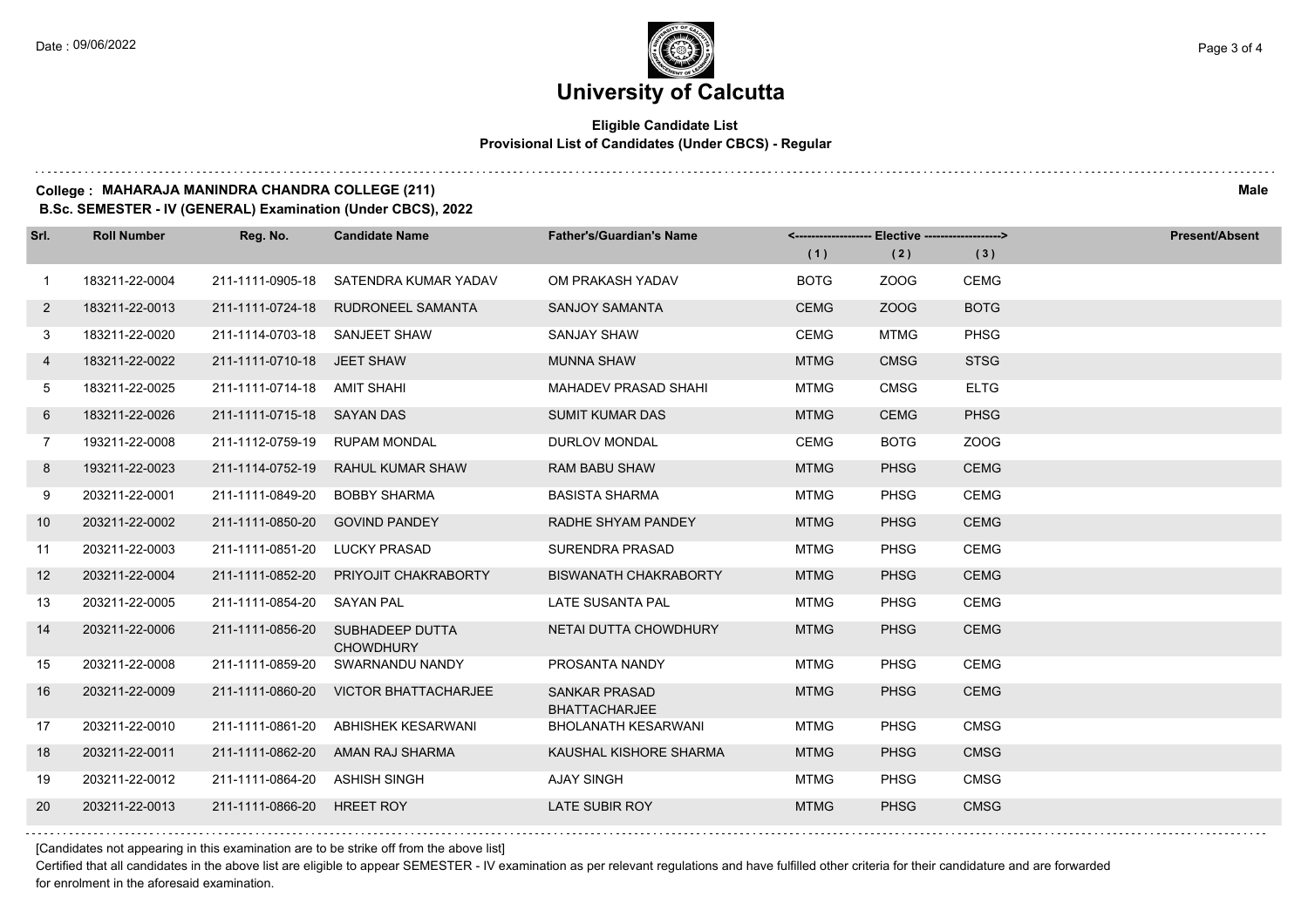# University of Calcutta

**Eligible Candidate List**
**Provisional List of Candidates (Under CBCS) - Regular**

**College : MAHARAJA MANINDRA CHANDRA COLLEGE (211)** **Male**
**B.Sc. SEMESTER - IV (GENERAL) Examination (Under CBCS), 2022**

| Srl. | Roll Number | Reg. No. | Candidate Name | Father's/Guardian's Name | <------------------ Elective ------------------> | | | Present/Absent |
|---|---|---|---|---|---|---|---|---|
| | | | | | (1) | (2) | (3) | |
| 1 | 183211-22-0004 | 211-1111-0905-18 | SATENDRA KUMAR YADAV | OM PRAKASH YADAV | BOTG | ZOOG | CEMG | |
| 2 | 183211-22-0013 | 211-1111-0724-18 | RUDRONEEL SAMANTA | SANJOY SAMANTA | CEMG | ZOOG | BOTG | |
| 3 | 183211-22-0020 | 211-1114-0703-18 | SANJEET SHAW | SANJAY SHAW | CEMG | MTMG | PHSG | |
| 4 | 183211-22-0022 | 211-1111-0710-18 | JEET SHAW | MUNNA SHAW | MTMG | CMSG | STSG | |
| 5 | 183211-22-0025 | 211-1111-0714-18 | AMIT SHAHI | MAHADEV PRASAD SHAHI | MTMG | CMSG | ELTG | |
| 6 | 183211-22-0026 | 211-1111-0715-18 | SAYAN DAS | SUMIT KUMAR DAS | MTMG | CEMG | PHSG | |
| 7 | 193211-22-0008 | 211-1112-0759-19 | RUPAM MONDAL | DURLOV MONDAL | CEMG | BOTG | ZOOG | |
| 8 | 193211-22-0023 | 211-1114-0752-19 | RAHUL KUMAR SHAW | RAM BABU SHAW | MTMG | PHSG | CEMG | |
| 9 | 203211-22-0001 | 211-1111-0849-20 | BOBBY SHARMA | BASISTA SHARMA | MTMG | PHSG | CEMG | |
| 10 | 203211-22-0002 | 211-1111-0850-20 | GOVIND PANDEY | RADHE SHYAM PANDEY | MTMG | PHSG | CEMG | |
| 11 | 203211-22-0003 | 211-1111-0851-20 | LUCKY PRASAD | SURENDRA PRASAD | MTMG | PHSG | CEMG | |
| 12 | 203211-22-0004 | 211-1111-0852-20 | PRIYOJIT CHAKRABORTY | BISWANATH CHAKRABORTY | MTMG | PHSG | CEMG | |
| 13 | 203211-22-0005 | 211-1111-0854-20 | SAYAN PAL | LATE SUSANTA PAL | MTMG | PHSG | CEMG | |
| 14 | 203211-22-0006 | 211-1111-0856-20 | SUBHADEEP DUTTA CHOWDHURY | NETAI DUTTA CHOWDHURY | MTMG | PHSG | CEMG | |
| 15 | 203211-22-0008 | 211-1111-0859-20 | SWARNANDU NANDY | PROSANTA NANDY | MTMG | PHSG | CEMG | |
| 16 | 203211-22-0009 | 211-1111-0860-20 | VICTOR BHATTACHARJEE | SANKAR PRASAD BHATTACHARJEE | MTMG | PHSG | CEMG | |
| 17 | 203211-22-0010 | 211-1111-0861-20 | ABHISHEK KESARWANI | BHOLANATH KESARWANI | MTMG | PHSG | CMSG | |
| 18 | 203211-22-0011 | 211-1111-0862-20 | AMAN RAJ SHARMA | KAUSHAL KISHORE SHARMA | MTMG | PHSG | CMSG | |
| 19 | 203211-22-0012 | 211-1111-0864-20 | ASHISH SINGH | AJAY SINGH | MTMG | PHSG | CMSG | |
| 20 | 203211-22-0013 | 211-1111-0866-20 | HREET ROY | LATE SUBIR ROY | MTMG | PHSG | CMSG | |

[Candidates not appearing in this examination are to be strike off from the above list]

Certified that all candidates in the above list are eligible to appear SEMESTER - IV examination as per relevant regulations and have fulfilled other criteria for their candidature and are forwarded for enrolment in the aforesaid examination.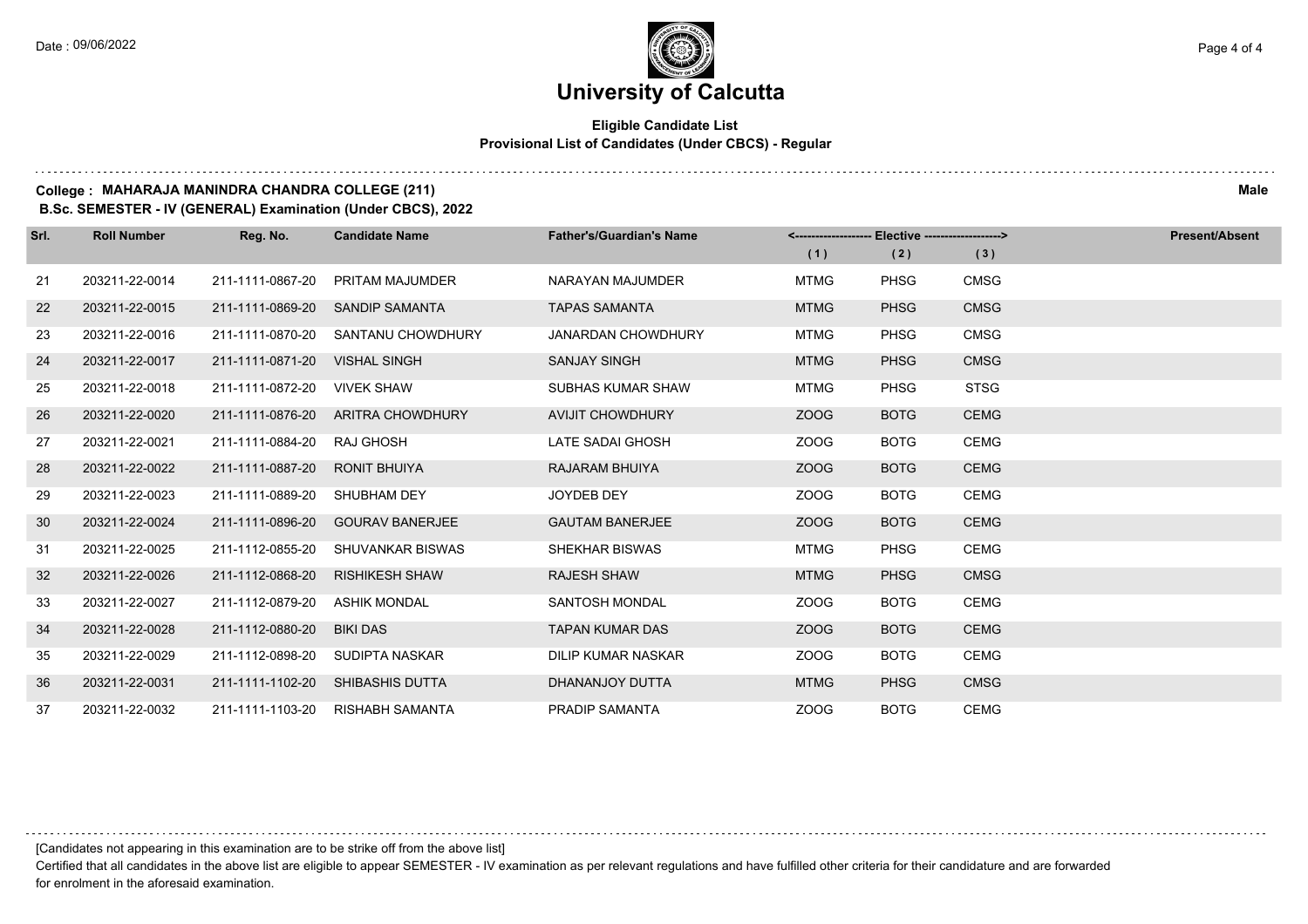# University of Calcutta

**Eligible Candidate List**
**Provisional List of Candidates (Under CBCS) - Regular**

**College : MAHARAJA MANINDRA CHANDRA COLLEGE (211)** **Male**
**B.Sc. SEMESTER - IV (GENERAL) Examination (Under CBCS), 2022**

| Srl. | Roll Number | Reg. No. | Candidate Name | Father's/Guardian's Name | <------------------ Elective ------------------> | | | Present/Absent |
|---|---|---|---|---|---|---|---|---|
| | | | | | (1) | (2) | (3) | |
| 21 | 203211-22-0014 | 211-1111-0867-20 | PRITAM MAJUMDER | NARAYAN MAJUMDER | MTMG | PHSG | CMSG | |
| 22 | 203211-22-0015 | 211-1111-0869-20 | SANDIP SAMANTA | TAPAS SAMANTA | MTMG | PHSG | CMSG | |
| 23 | 203211-22-0016 | 211-1111-0870-20 | SANTANU CHOWDHURY | JANARDAN CHOWDHURY | MTMG | PHSG | CMSG | |
| 24 | 203211-22-0017 | 211-1111-0871-20 | VISHAL SINGH | SANJAY SINGH | MTMG | PHSG | CMSG | |
| 25 | 203211-22-0018 | 211-1111-0872-20 | VIVEK SHAW | SUBHAS KUMAR SHAW | MTMG | PHSG | STSG | |
| 26 | 203211-22-0020 | 211-1111-0876-20 | ARITRA CHOWDHURY | AVIJIT CHOWDHURY | ZOOG | BOTG | CEMG | |
| 27 | 203211-22-0021 | 211-1111-0884-20 | RAJ GHOSH | LATE SADAI GHOSH | ZOOG | BOTG | CEMG | |
| 28 | 203211-22-0022 | 211-1111-0887-20 | RONIT BHUIYA | RAJARAM BHUIYA | ZOOG | BOTG | CEMG | |
| 29 | 203211-22-0023 | 211-1111-0889-20 | SHUBHAM DEY | JOYDEB DEY | ZOOG | BOTG | CEMG | |
| 30 | 203211-22-0024 | 211-1111-0896-20 | GOURAV BANERJEE | GAUTAM BANERJEE | ZOOG | BOTG | CEMG | |
| 31 | 203211-22-0025 | 211-1112-0855-20 | SHUVANKAR BISWAS | SHEKHAR BISWAS | MTMG | PHSG | CEMG | |
| 32 | 203211-22-0026 | 211-1112-0868-20 | RISHIKESH SHAW | RAJESH SHAW | MTMG | PHSG | CMSG | |
| 33 | 203211-22-0027 | 211-1112-0879-20 | ASHIK MONDAL | SANTOSH MONDAL | ZOOG | BOTG | CEMG | |
| 34 | 203211-22-0028 | 211-1112-0880-20 | BIKI DAS | TAPAN KUMAR DAS | ZOOG | BOTG | CEMG | |
| 35 | 203211-22-0029 | 211-1112-0898-20 | SUDIPTA NASKAR | DILIP KUMAR NASKAR | ZOOG | BOTG | CEMG | |
| 36 | 203211-22-0031 | 211-1111-1102-20 | SHIBASHIS DUTTA | DHANANJOY DUTTA | MTMG | PHSG | CMSG | |
| 37 | 203211-22-0032 | 211-1111-1103-20 | RISHABH SAMANTA | PRADIP SAMANTA | ZOOG | BOTG | CEMG | |

[Candidates not appearing in this examination are to be strike off from the above list]

Certified that all candidates in the above list are eligible to appear SEMESTER - IV examination as per relevant regulations and have fulfilled other criteria for their candidature and are forwarded for enrolment in the aforesaid examination.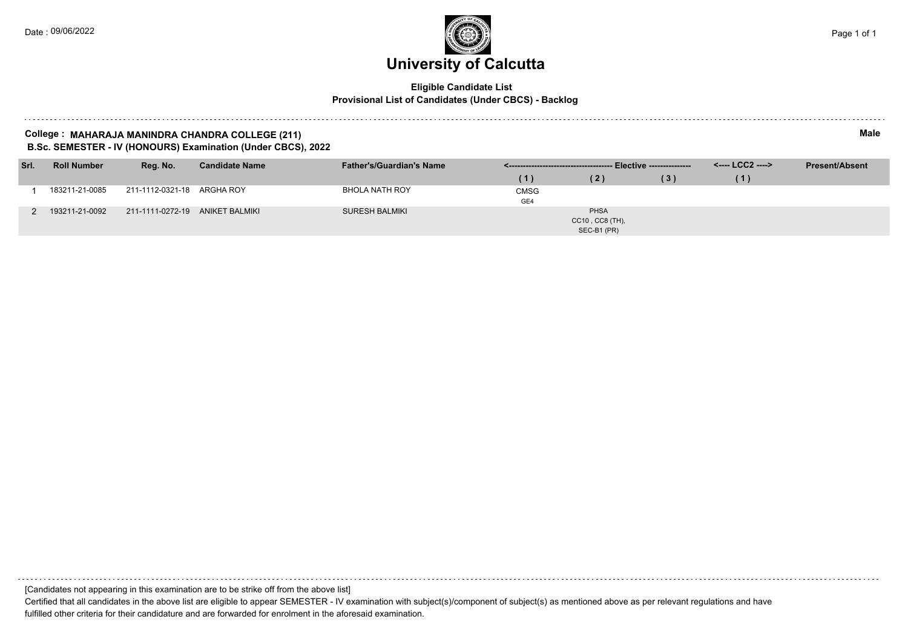Date : 09/06/2022

# University of Calcutta

**Eligible Candidate List**
**Provisional List of Candidates (Under CBCS) - Backlog**

**College : MAHARAJA MANINDRA CHANDRA COLLEGE (211)** **Male**
**B.Sc. SEMESTER - IV (HONOURS) Examination (Under CBCS), 2022**

| Srl. | Roll Number | Reg. No. | Candidate Name | Father's/Guardian's Name | Elective | | | LCC2 | Present/Absent |
|---|---|---|---|---|---|---|---|---|---|
| | | | | | (1) | (2) | (3) | (1) | |
| 1 | 183211-21-0085 | 211-1112-0321-18 | ARGHA ROY | BHOLA NATH ROY | CMSG GE4 | | | | |
| 2 | 193211-21-0092 | 211-1111-0272-19 | ANIKET BALMIKI | SURESH BALMIKI | | PHSA CC10 , CC8 (TH), SEC-B1 (PR) | | | |

[Candidates not appearing in this examination are to be strike off from the above list]

Certified that all candidates in the above list are eligible to appear SEMESTER - IV examination with subject(s)/component of subject(s) as mentioned above as per relevant regulations and have fulfilled other criteria for their candidature and are forwarded for enrolment in the aforesaid examination.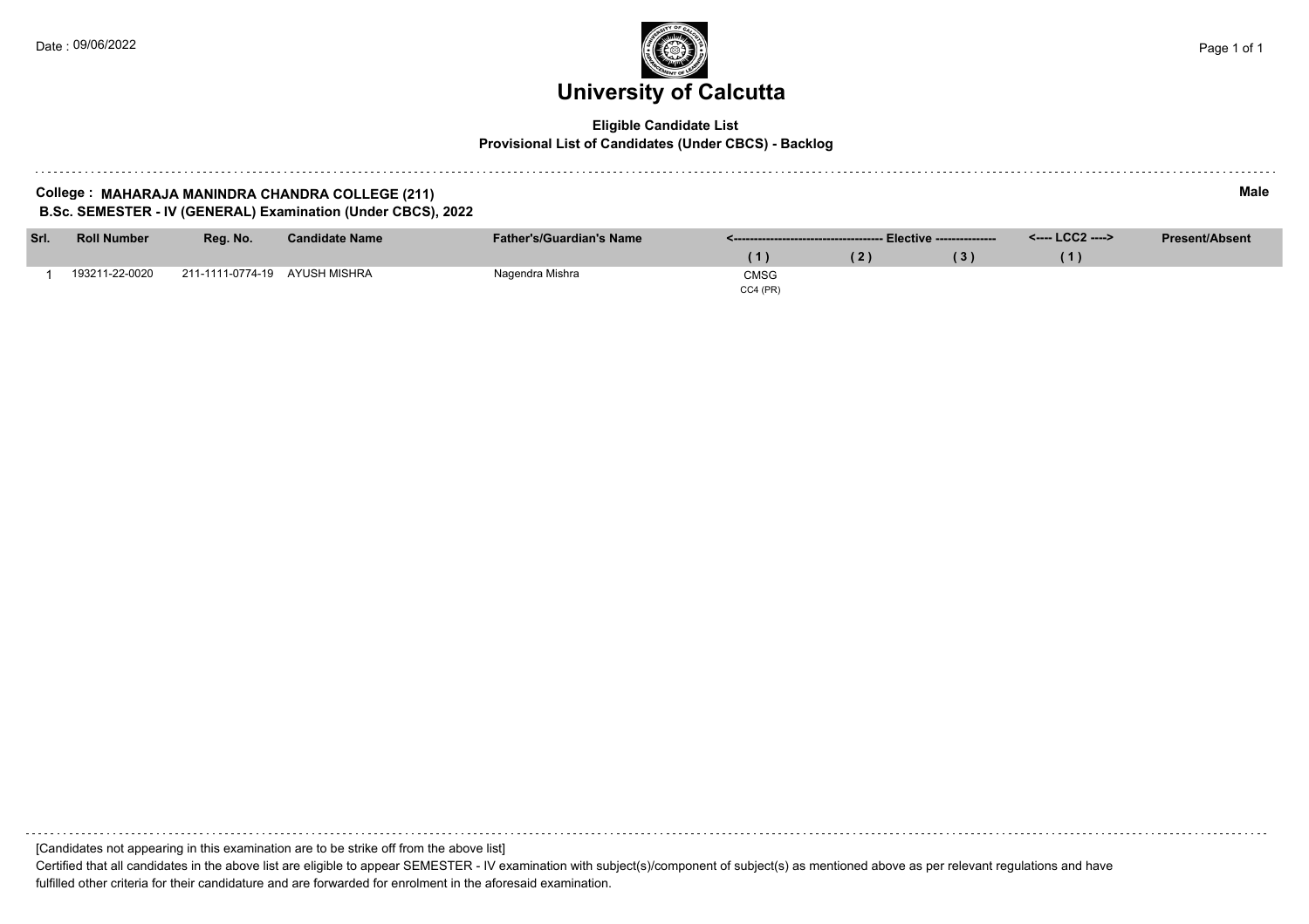Date : 09/06/2022

# University of Calcutta

**Eligible Candidate List**
**Provisional List of Candidates (Under CBCS) - Backlog**

**College : MAHARAJA MANINDRA CHANDRA COLLEGE (211)**
**B.Sc. SEMESTER - IV (GENERAL) Examination (Under CBCS), 2022**

**Male**

| Srl. | Roll Number | Reg. No. | Candidate Name | Father's/Guardian's Name | <---------- Elective ---------- | | | <---- LCC2 ----> | Present/Absent |
|---|---|---|---|---|---|---|---|---|---|
| | | | | | ( 1 ) | ( 2 ) | ( 3 ) | ( 1 ) | |
| 1 | 193211-22-0020 | 211-1111-0774-19 | AYUSH MISHRA | Nagendra Mishra | CMSG CC4 (PR) | | | | |

[Candidates not appearing in this examination are to be strike off from the above list]

Certified that all candidates in the above list are eligible to appear SEMESTER - IV examination with subject(s)/component of subject(s) as mentioned above as per relevant regulations and have fulfilled other criteria for their candidature and are forwarded for enrolment in the aforesaid examination.